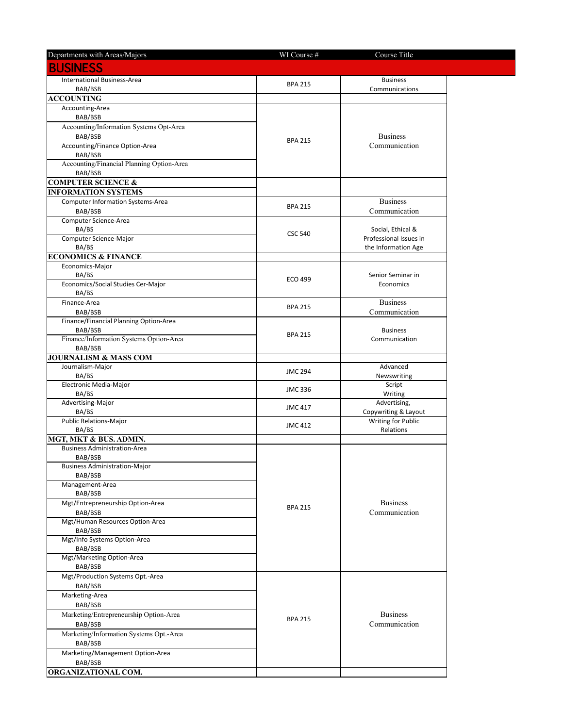| Departments with Areas/Majors | WI Course # | Course Title |
|---|---|---|
| **BUSINESS** | | |
| International Business-Area BAB/BSB | BPA 215 | Business Communications |
| **ACCOUNTING** | | |
| Accounting-Area BAB/BSB | BPA 215 | Business Communication |
| Accounting/Information Systems Opt-Area BAB/BSB | | |
| Accounting/Finance Option-Area BAB/BSB | | |
| Accounting/Financial Planning Option-Area BAB/BSB | | |
| **COMPUTER SCIENCE & INFORMATION SYSTEMS** | | |
| Computer Information Systems-Area BAB/BSB | BPA 215 | Business Communication |
| Computer Science-Area BA/BS | CSC 540 | Social, Ethical & Professional Issues in the Information Age |
| Computer Science-Major BA/BS | | |
| **ECONOMICS & FINANCE** | | |
| Economics-Major BA/BS | ECO 499 | Senior Seminar in Economics |
| Economics/Social Studies Cer-Major BA/BS | | |
| Finance-Area BAB/BSB | BPA 215 | Business Communication |
| Finance/Financial Planning Option-Area BAB/BSB | BPA 215 | Business Communication |
| Finance/Information Systems Option-Area BAB/BSB | | |
| **JOURNALISM & MASS COM** | | |
| Journalism-Major BA/BS | JMC 294 | Advanced Newswriting |
| Electronic Media-Major BA/BS | JMC 336 | Script Writing |
| Advertising-Major BA/BS | JMC 417 | Advertising, Copywriting & Layout |
| Public Relations-Major BA/BS | JMC 412 | Writing for Public Relations |
| **MGT, MKT & BUS. ADMIN.** | | |
| Business Administration-Area BAB/BSB | BPA 215 | Business Communication |
| Business Administration-Major BAB/BSB | | |
| Management-Area BAB/BSB | | |
| Mgt/Entrepreneurship Option-Area BAB/BSB | | |
| Mgt/Human Resources Option-Area BAB/BSB | | |
| Mgt/Info Systems Option-Area BAB/BSB | | |
| Mgt/Marketing Option-Area BAB/BSB | | |
| Mgt/Production Systems Opt.-Area BAB/BSB | BPA 215 | Business Communication |
| Marketing-Area BAB/BSB | | |
| Marketing/Entrepreneurship Option-Area BAB/BSB | | |
| Marketing/Information Systems Opt.-Area BAB/BSB | | |
| Marketing/Management Option-Area BAB/BSB | | |
| **ORGANIZATIONAL COM.** | | |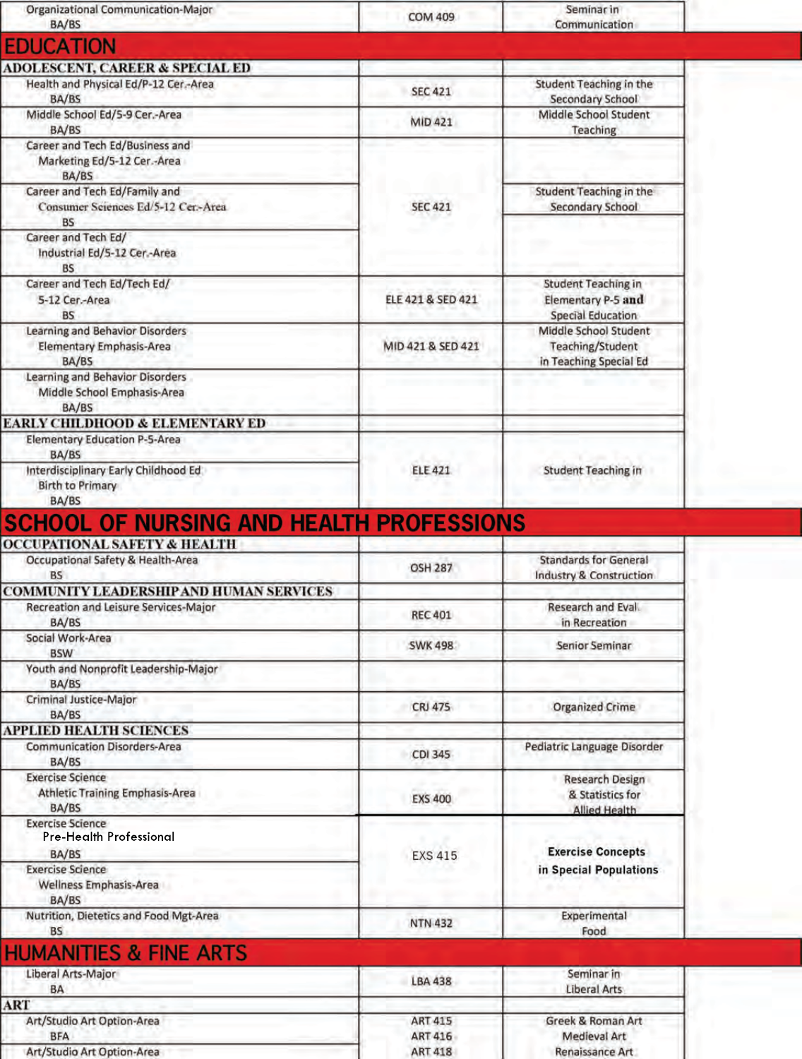| | | |
|---|---|---|
| Organizational Communication-Major BA/BS | COM 409 | Seminar in Communication |
| **EDUCATION** | | |
| **ADOLESCENT, CAREER & SPECIAL ED** | | |
| Health and Physical Ed/P-12 Cer.-Area BA/BS | SEC 421 | Student Teaching in the Secondary School |
| Middle School Ed/5-9 Cer.-Area BA/BS | MID 421 | Middle School Student Teaching |
| Career and Tech Ed/Business and Marketing Ed/5-12 Cer.-Area BA/BS | SEC 421 | Student Teaching in the Secondary School |
| Career and Tech Ed/Family and Consumer Sciences Ed/5-12 Cer.-Area BS | | |
| Career and Tech Ed/ Industrial Ed/5-12 Cer.-Area BS | | |
| Career and Tech Ed/Tech Ed/ 5-12 Cer.-Area BS | ELE 421 & SED 421 | Student Teaching in Elementary P-5 and Special Education |
| Learning and Behavior Disorders Elementary Emphasis-Area BA/BS | MID 421 & SED 421 | Middle School Student Teaching/Student in Teaching Special Ed |
| Learning and Behavior Disorders Middle School Emphasis-Area BA/BS | | |
| **EARLY CHILDHOOD & ELEMENTARY ED** | | |
| Elementary Education P-5-Area BA/BS | ELE 421 | Student Teaching in |
| Interdisciplinary Early Childhood Ed Birth to Primary BA/BS | | |
| **SCHOOL OF NURSING AND HEALTH PROFESSIONS** | | |
| **OCCUPATIONAL SAFETY & HEALTH** | | |
| Occupational Safety & Health-Area BS | OSH 287 | Standards for General Industry & Construction |
| **COMMUNITY LEADERSHIP AND HUMAN SERVICES** | | |
| Recreation and Leisure Services-Major BA/BS | REC 401 | Research and Eval. in Recreation |
| Social Work-Area BSW | SWK 498 | Senior Seminar |
| Youth and Nonprofit Leadership-Major BA/BS | | |
| Criminal Justice-Major BA/BS | CRJ 475 | Organized Crime |
| **APPLIED HEALTH SCIENCES** | | |
| Communication Disorders-Area BA/BS | CDI 345 | Pediatric Language Disorder |
| Exercise Science Athletic Training Emphasis-Area BA/BS | EXS 400 | Research Design & Statistics for Allied Health |
| Exercise Science Pre-Health Professional BA/BS | EXS 415 | **Exercise Concepts in Special Populations** |
| Exercise Science Wellness Emphasis-Area BA/BS | | |
| Nutrition, Dietetics and Food Mgt-Area BS | NTN 432 | Experimental Food |
| **HUMANITIES & FINE ARTS** | | |
| Liberal Arts-Major BA | LBA 438 | Seminar in Liberal Arts |
| **ART** | | |
| Art/Studio Art Option-Area BFA | ART 415<br>ART 416<br>ART 418 | Greek & Roman Art<br>Medieval Art<br>Renaissance Art |
| Art/Studio Art Option-Area | | |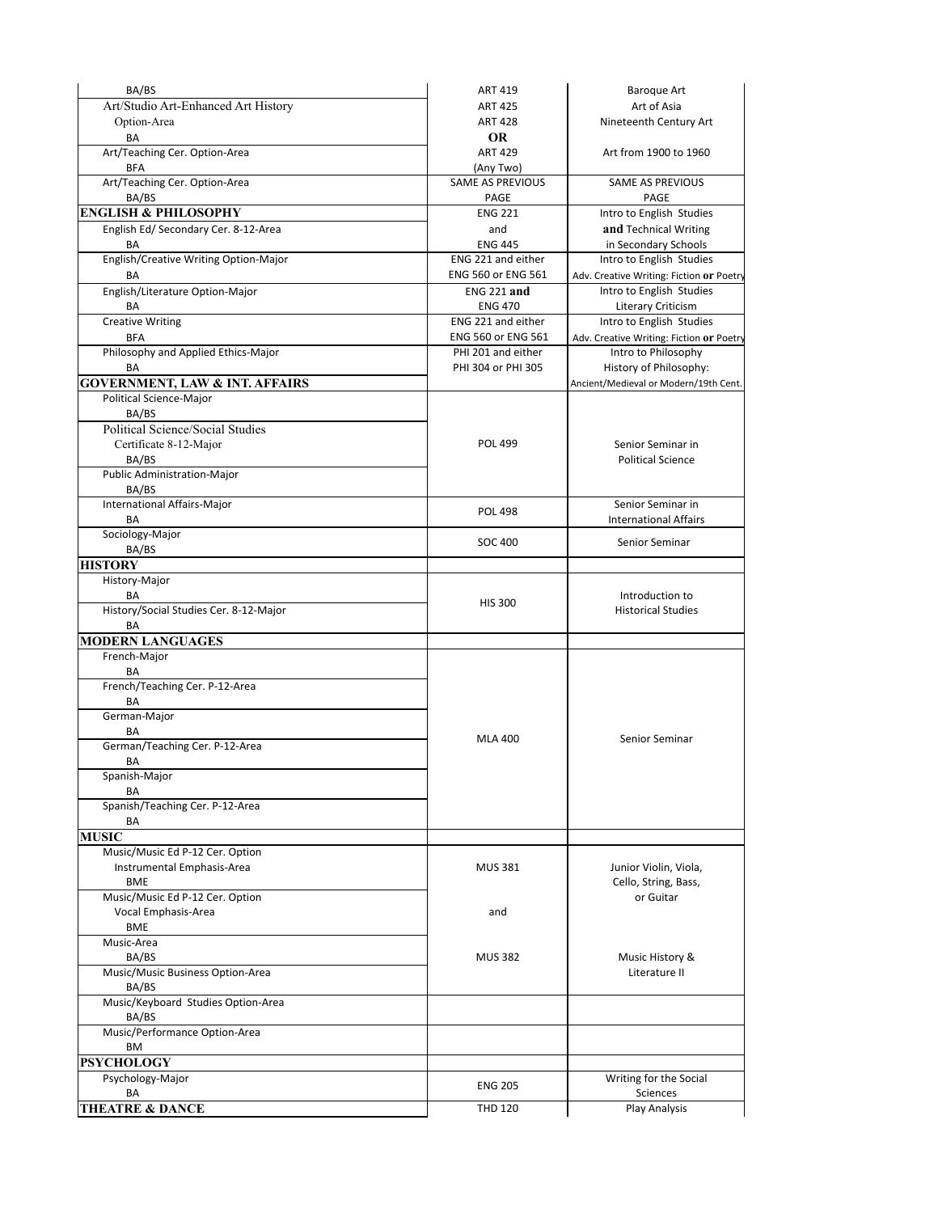| | | |
|---|---|---|
| BA/BS | ART 419 | Baroque Art |
| Art/Studio Art-Enhanced Art History Option-Area BA | ART 425<br>ART 428<br>**OR** | Art of Asia<br>Nineteenth Century Art |
| Art/Teaching Cer. Option-Area BFA | ART 429<br>(Any Two) | Art from 1900 to 1960 |
| Art/Teaching Cer. Option-Area BA/BS | SAME AS PREVIOUS PAGE | SAME AS PREVIOUS PAGE |
| **ENGLISH & PHILOSOPHY** | ENG 221 | Intro to English Studies |
| English Ed/ Secondary Cer. 8-12-Area BA | and<br>ENG 445 | **and** Technical Writing in Secondary Schools |
| English/Creative Writing Option-Major BA | ENG 221 and either<br>ENG 560 or ENG 561 | Intro to English Studies<br>Adv. Creative Writing: Fiction **or** Poetry |
| English/Literature Option-Major BA | ENG 221 **and**<br>ENG 470 | Intro to English Studies<br>Literary Criticism |
| Creative Writing BFA | ENG 221 and either<br>ENG 560 or ENG 561 | Intro to English Studies<br>Adv. Creative Writing: Fiction **or** Poetry |
| Philosophy and Applied Ethics-Major BA | PHI 201 and either<br>PHI 304 or PHI 305 | Intro to Philosophy<br>History of Philosophy: |
| **GOVERNMENT, LAW & INT. AFFAIRS** | | Ancient/Medieval or Modern/19th Cent. |
| Political Science-Major BA/BS | POL 499 | Senior Seminar in Political Science |
| Political Science/Social Studies Certificate 8-12-Major BA/BS | | |
| Public Administration-Major BA/BS | | |
| International Affairs-Major BA | POL 498 | Senior Seminar in International Affairs |
| Sociology-Major BA/BS | SOC 400 | Senior Seminar |
| **HISTORY** | | |
| History-Major BA | HIS 300 | Introduction to Historical Studies |
| History/Social Studies Cer. 8-12-Major BA | | |
| **MODERN LANGUAGES** | | |
| French-Major BA | MLA 400 | Senior Seminar |
| French/Teaching Cer. P-12-Area BA | | |
| German-Major BA | | |
| German/Teaching Cer. P-12-Area BA | | |
| Spanish-Major BA | | |
| Spanish/Teaching Cer. P-12-Area BA | | |
| **MUSIC** | | |
| Music/Music Ed P-12 Cer. Option Instrumental Emphasis-Area BME | MUS 381 | Junior Violin, Viola, Cello, String, Bass, or Guitar |
| Music/Music Ed P-12 Cer. Option Vocal Emphasis-Area BME | and | |
| Music-Area BA/BS | MUS 382 | Music History & Literature II |
| Music/Music Business Option-Area BA/BS | | |
| Music/Keyboard Studies Option-Area BA/BS | | |
| Music/Performance Option-Area BM | | |
| **PSYCHOLOGY** | | |
| Psychology-Major BA | ENG 205 | Writing for the Social Sciences |
| **THEATRE & DANCE** | THD 120 | Play Analysis |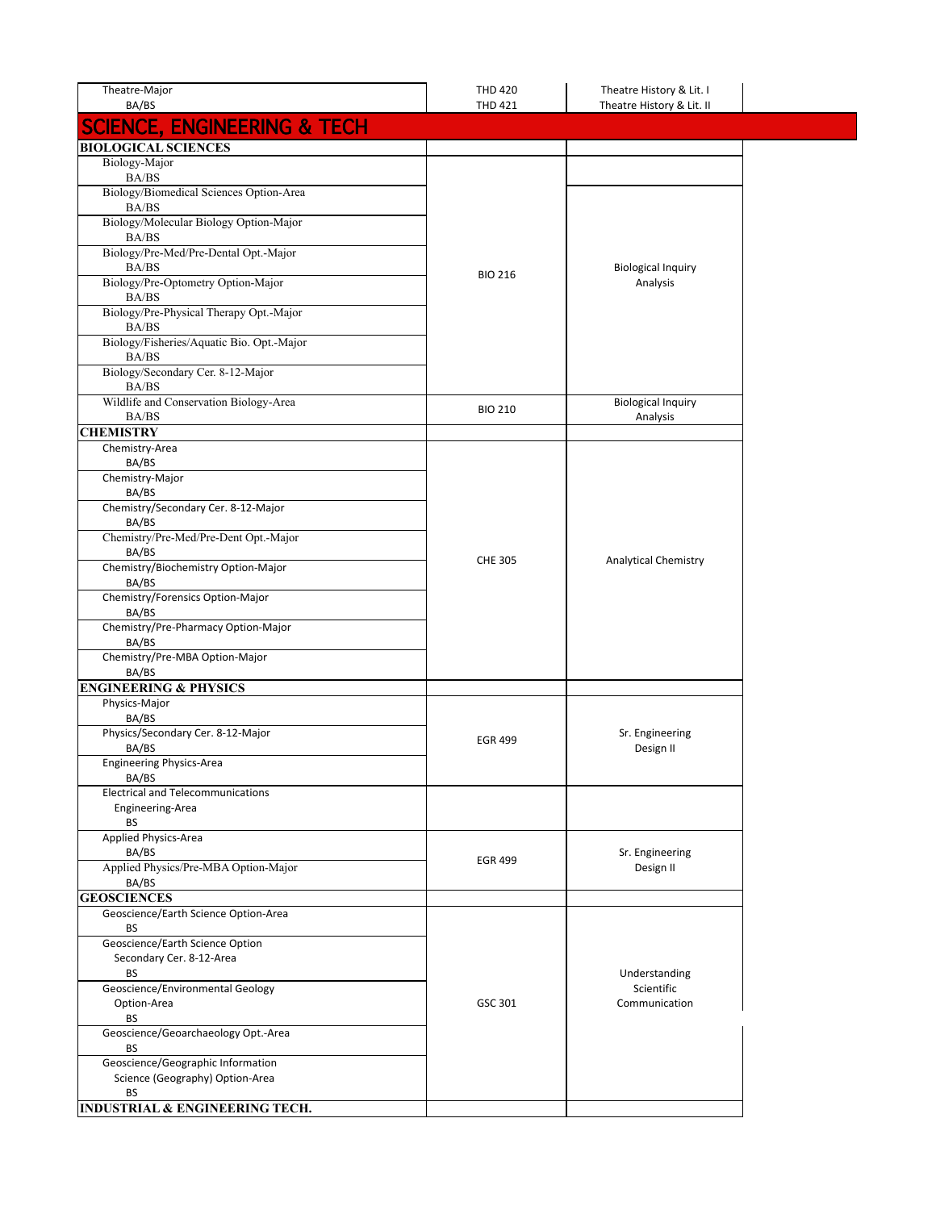| Program | Course | Course Title |
|---|---|---|
| Theatre-Major BA/BS | THD 420<br>THD 421 | Theatre History & Lit. I<br>Theatre History & Lit. II |
| **SCIENCE, ENGINEERING & TECH** | | |
| **BIOLOGICAL SCIENCES** | | |
| Biology-Major BA/BS | | |
| Biology/Biomedical Sciences Option-Area BA/BS | BIO 216 | Biological Inquiry Analysis |
| Biology/Molecular Biology Option-Major BA/BS | BIO 216 | Biological Inquiry Analysis |
| Biology/Pre-Med/Pre-Dental Opt.-Major BA/BS | BIO 216 | Biological Inquiry Analysis |
| Biology/Pre-Optometry Option-Major BA/BS | BIO 216 | Biological Inquiry Analysis |
| Biology/Pre-Physical Therapy Opt.-Major BA/BS | BIO 216 | Biological Inquiry Analysis |
| Biology/Fisheries/Aquatic Bio. Opt.-Major BA/BS | BIO 216 | Biological Inquiry Analysis |
| Biology/Secondary Cer. 8-12-Major BA/BS | BIO 216 | Biological Inquiry Analysis |
| Wildlife and Conservation Biology-Area BA/BS | BIO 210 | Biological Inquiry Analysis |
| **CHEMISTRY** | | |
| Chemistry-Area BA/BS | CHE 305 | Analytical Chemistry |
| Chemistry-Major BA/BS | CHE 305 | Analytical Chemistry |
| Chemistry/Secondary Cer. 8-12-Major BA/BS | CHE 305 | Analytical Chemistry |
| Chemistry/Pre-Med/Pre-Dent Opt.-Major BA/BS | CHE 305 | Analytical Chemistry |
| Chemistry/Biochemistry Option-Major BA/BS | CHE 305 | Analytical Chemistry |
| Chemistry/Forensics Option-Major BA/BS | CHE 305 | Analytical Chemistry |
| Chemistry/Pre-Pharmacy Option-Major BA/BS | CHE 305 | Analytical Chemistry |
| Chemistry/Pre-MBA Option-Major BA/BS | CHE 305 | Analytical Chemistry |
| **ENGINEERING & PHYSICS** | | |
| Physics-Major BA/BS | EGR 499 | Sr. Engineering Design II |
| Physics/Secondary Cer. 8-12-Major BA/BS | EGR 499 | Sr. Engineering Design II |
| Engineering Physics-Area BA/BS | EGR 499 | Sr. Engineering Design II |
| Electrical and Telecommunications Engineering-Area BS | | |
| Applied Physics-Area BA/BS | EGR 499 | Sr. Engineering Design II |
| Applied Physics/Pre-MBA Option-Major BA/BS | EGR 499 | Sr. Engineering Design II |
| **GEOSCIENCES** | | |
| Geoscience/Earth Science Option-Area BS | GSC 301 | Understanding Scientific Communication |
| Geoscience/Earth Science Option Secondary Cer. 8-12-Area BS | GSC 301 | Understanding Scientific Communication |
| Geoscience/Environmental Geology Option-Area BS | GSC 301 | Understanding Scientific Communication |
| Geoscience/Geoarchaeology Opt.-Area BS | GSC 301 | Understanding Scientific Communication |
| Geoscience/Geographic Information Science (Geography) Option-Area BS | GSC 301 | Understanding Scientific Communication |
| **INDUSTRIAL & ENGINEERING TECH.** | | |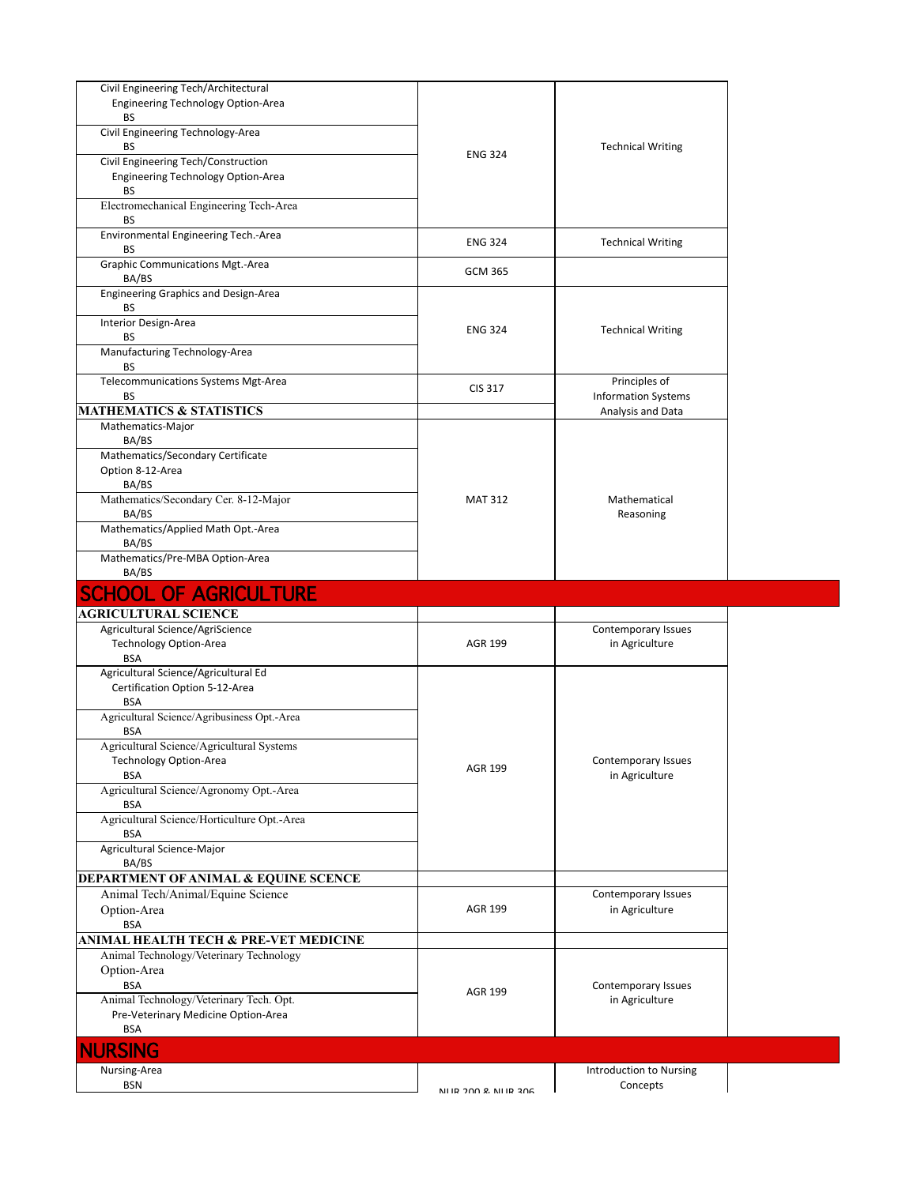| | | |
|---|---|---|
| Civil Engineering Tech/Architectural Engineering Technology Option-Area BS | ENG 324 | Technical Writing |
| Civil Engineering Technology-Area BS | | |
| Civil Engineering Tech/Construction Engineering Technology Option-Area BS | | |
| Electromechanical Engineering Tech-Area BS | | |
| Environmental Engineering Tech.-Area BS | ENG 324 | Technical Writing |
| Graphic Communications Mgt.-Area BA/BS | GCM 365 | |
| Engineering Graphics and Design-Area BS | ENG 324 | Technical Writing |
| Interior Design-Area BS | | |
| Manufacturing Technology-Area BS | | |
| Telecommunications Systems Mgt-Area BS | CIS 317 | Principles of Information Systems Analysis and Data |
| **MATHEMATICS & STATISTICS** | | |
| Mathematics-Major BA/BS | MAT 312 | Mathematical Reasoning |
| Mathematics/Secondary Certificate Option 8-12-Area BA/BS | | |
| Mathematics/Secondary Cer. 8-12-Major BA/BS | | |
| Mathematics/Applied Math Opt.-Area BA/BS | | |
| Mathematics/Pre-MBA Option-Area BA/BS | | |

## SCHOOL OF AGRICULTURE

| | | |
|---|---|---|
| **AGRICULTURAL SCIENCE** | | |
| Agricultural Science/AgriScience Technology Option-Area BSA | AGR 199 | Contemporary Issues in Agriculture |
| Agricultural Science/Agricultural Ed Certification Option 5-12-Area BSA | AGR 199 | Contemporary Issues in Agriculture |
| Agricultural Science/Agribusiness Opt.-Area BSA | | |
| Agricultural Science/Agricultural Systems Technology Option-Area BSA | | |
| Agricultural Science/Agronomy Opt.-Area BSA | | |
| Agricultural Science/Horticulture Opt.-Area BSA | | |
| Agricultural Science-Major BA/BS | | |
| **DEPARTMENT OF ANIMAL & EQUINE SCENCE** | | |
| Animal Tech/Animal/Equine Science Option-Area BSA | AGR 199 | Contemporary Issues in Agriculture |
| **ANIMAL HEALTH TECH & PRE-VET MEDICINE** | | |
| Animal Technology/Veterinary Technology Option-Area BSA | AGR 199 | Contemporary Issues in Agriculture |
| Animal Technology/Veterinary Tech. Opt. Pre-Veterinary Medicine Option-Area BSA | | |

## NURSING

| | | |
|---|---|---|
| Nursing-Area BSN | NUR 200 & NUR 306 | Introduction to Nursing Concepts |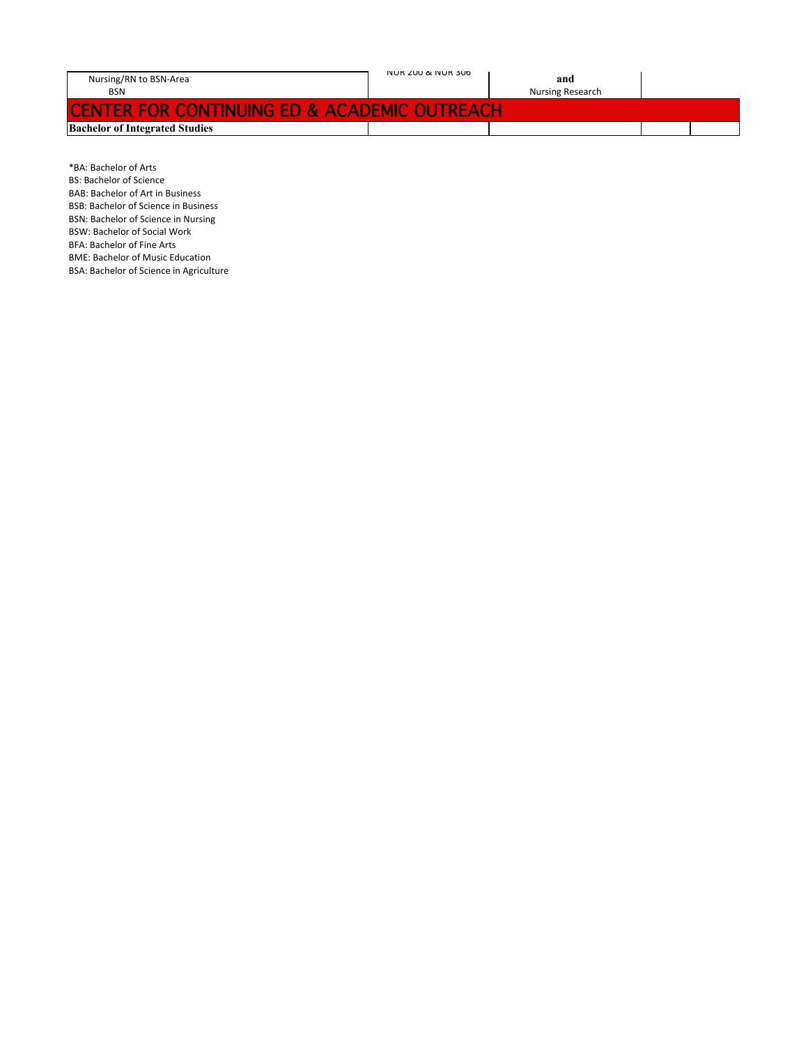| | | | | |
|---|---|---|---|---|
| Nursing/RN to BSN-Area BSN | NUR 200 & NUR 306 | **and** Nursing Research | | |
| **CENTER FOR CONTINUING ED & ACADEMIC OUTREACH** | | | | |
| **Bachelor of Integrated Studies** | | | | |

*BA: Bachelor of Arts
BS: Bachelor of Science
BAB: Bachelor of Art in Business
BSB: Bachelor of Science in Business
BSN: Bachelor of Science in Nursing
BSW: Bachelor of Social Work
BFA: Bachelor of Fine Arts
BME: Bachelor of Music Education
BSA: Bachelor of Science in Agriculture